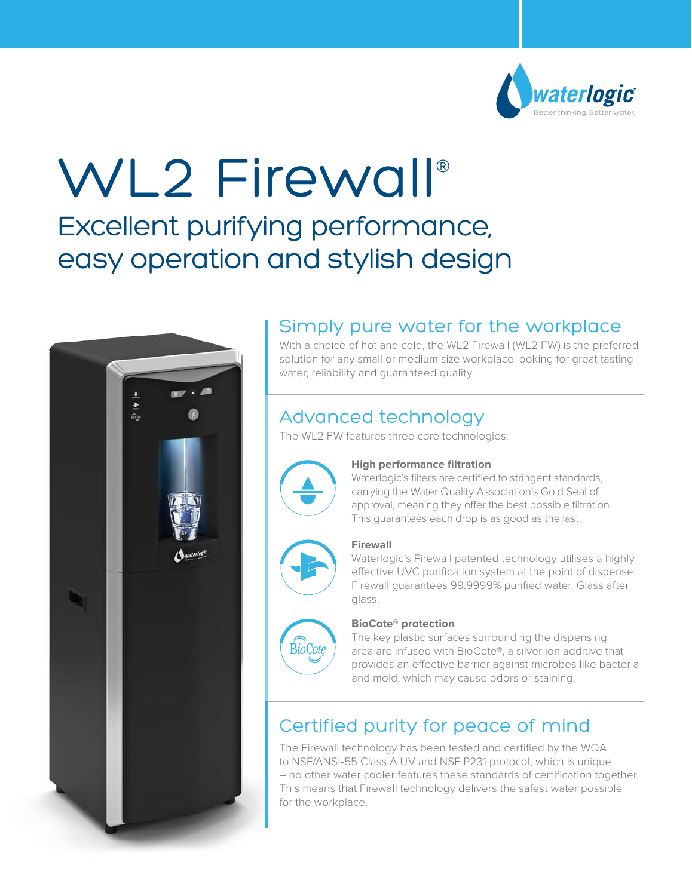waterlogic®
Better thinking. Better water.

# WL2 Firewall®

## Excellent purifying performance, easy operation and stylish design

## Simply pure water for the workplace

With a choice of hot and cold, the WL2 Firewall (WL2 FW) is the preferred solution for any small or medium size workplace looking for great tasting water, reliability and guaranteed quality.

## Advanced technology

The WL2 FW features three core technologies:

**High performance filtration**
Waterlogic's filters are certified to stringent standards, carrying the Water Quality Association's Gold Seal of approval, meaning they offer the best possible filtration. This guarantees each drop is as good as the last.

**Firewall**
Waterlogic's Firewall patented technology utilises a highly effective UVC purification system at the point of dispense. Firewall guarantees 99.9999% purified water. Glass after glass.

**BioCote® protection**
The key plastic surfaces surrounding the dispensing area are infused with BioCote®, a silver ion additive that provides an effective barrier against microbes like bacteria and mold, which may cause odors or staining.

## Certified purity for peace of mind

The Firewall technology has been tested and certified by the WQA to NSF/ANSI-55 Class A UV and NSF P231 protocol, which is unique – no other water cooler features these standards of certification together. This means that Firewall technology delivers the safest water possible for the workplace.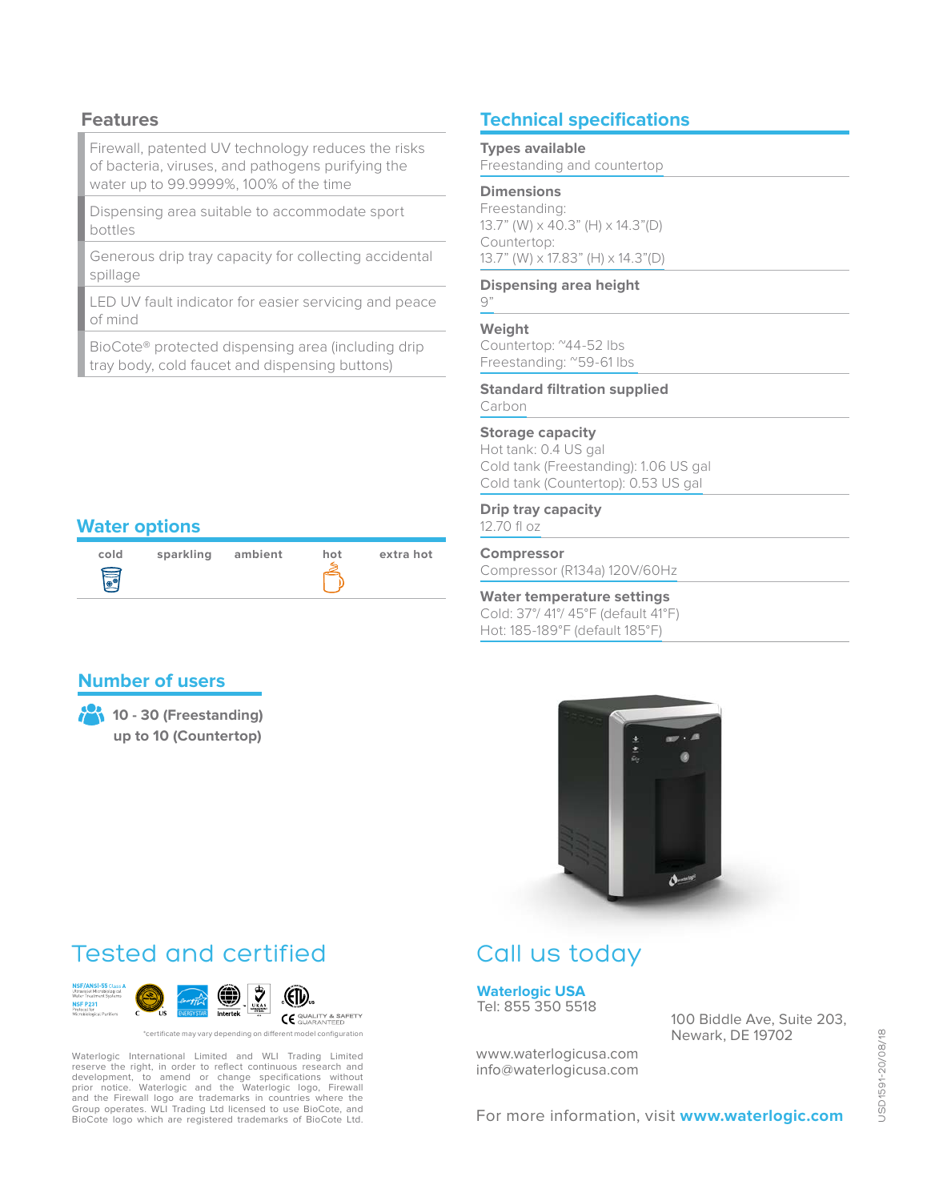## Features

- Firewall, patented UV technology reduces the risks of bacteria, viruses, and pathogens purifying the water up to 99.9999%, 100% of the time
- Dispensing area suitable to accommodate sport bottles
- Generous drip tray capacity for collecting accidental spillage
- LED UV fault indicator for easier servicing and peace of mind
- BioCote® protected dispensing area (including drip tray body, cold faucet and dispensing buttons)

## Water options

| cold | sparkling | ambient | hot | extra hot |
|---|---|---|---|---|
| ✓ | | | ✓ | |

## Number of users

**10 - 30 (Freestanding)**
**up to 10 (Countertop)**

## Technical specifications

**Types available**
Freestanding and countertop

**Dimensions**
Freestanding:
13.7" (W) x 40.3" (H) x 14.3"(D)
Countertop:
13.7" (W) x 17.83" (H) x 14.3"(D)

**Dispensing area height**
9"

**Weight**
Countertop: ~44-52 lbs
Freestanding: ~59-61 lbs

**Standard filtration supplied**
Carbon

**Storage capacity**
Hot tank: 0.4 US gal
Cold tank (Freestanding): 1.06 US gal
Cold tank (Countertop): 0.53 US gal

**Drip tray capacity**
12.70 fl oz

**Compressor**
Compressor (R134a) 120V/60Hz

**Water temperature settings**
Cold: 37°/ 41°/ 45°F (default 41°F)
Hot: 185-189°F (default 185°F)

## Tested and certified

NSF/ANSI-55 Class A Ultraviolet Microbiological Water Treatment Systems
NSF P231 Protocol for Microbiological Purifiers
ENERGY STAR
Intertek
UKAS
CE QUALITY & SAFETY GUARANTEED

*certificate may vary depending on different model configuration

Waterlogic International Limited and WLI Trading Limited reserve the right, in order to reflect continuous research and development, to amend or change specifications without prior notice. Waterlogic and the Waterlogic logo, Firewall and the Firewall logo are trademarks in countries where the Group operates. WLI Trading Ltd licensed to use BioCote, and BioCote logo which are registered trademarks of BioCote Ltd.

## Call us today

**Waterlogic USA**
Tel: 855 350 5518

100 Biddle Ave, Suite 203,
Newark, DE 19702

www.waterlogicusa.com
info@waterlogicusa.com

For more information, visit **www.waterlogic.com**

USD1591-20/08/18